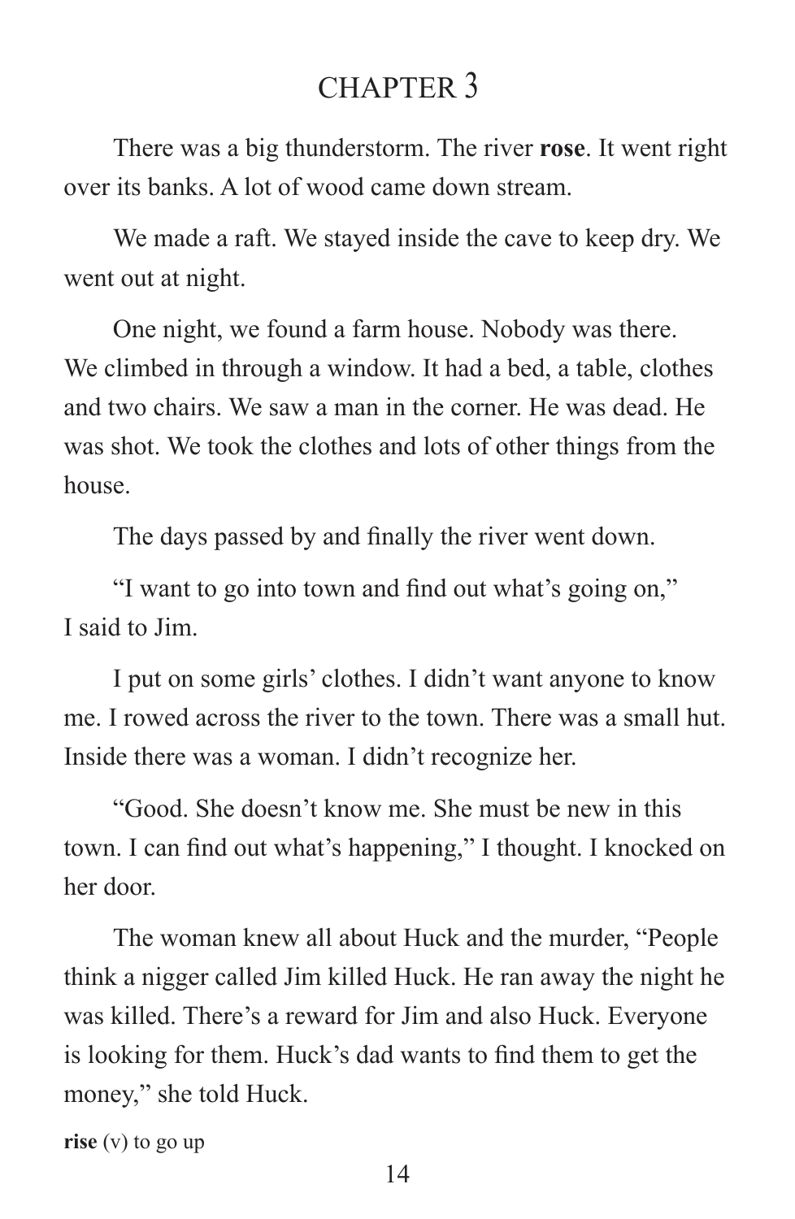# CHAPTER 3

There was a big thunderstorm. The river **rose**. It went right over its banks. A lot of wood came down stream.

We made a raft. We stayed inside the cave to keep dry. We went out at night.

One night, we found a farm house. Nobody was there. We climbed in through a window. It had a bed, a table, clothes and two chairs. We saw a man in the corner. He was dead. He was shot. We took the clothes and lots of other things from the house.

The days passed by and finally the river went down.

"I want to go into town and find out what's going on," I said to Jim.

I put on some girls' clothes. I didn't want anyone to know me. I rowed across the river to the town. There was a small hut. Inside there was a woman. I didn't recognize her.

"Good. She doesn't know me. She must be new in this town. I can find out what's happening," I thought. I knocked on her door.

The woman knew all about Huck and the murder, "People think a nigger called Jim killed Huck. He ran away the night he was killed. There's a reward for Jim and also Huck. Everyone is looking for them. Huck's dad wants to find them to get the money," she told Huck.

**rise** (v) to go up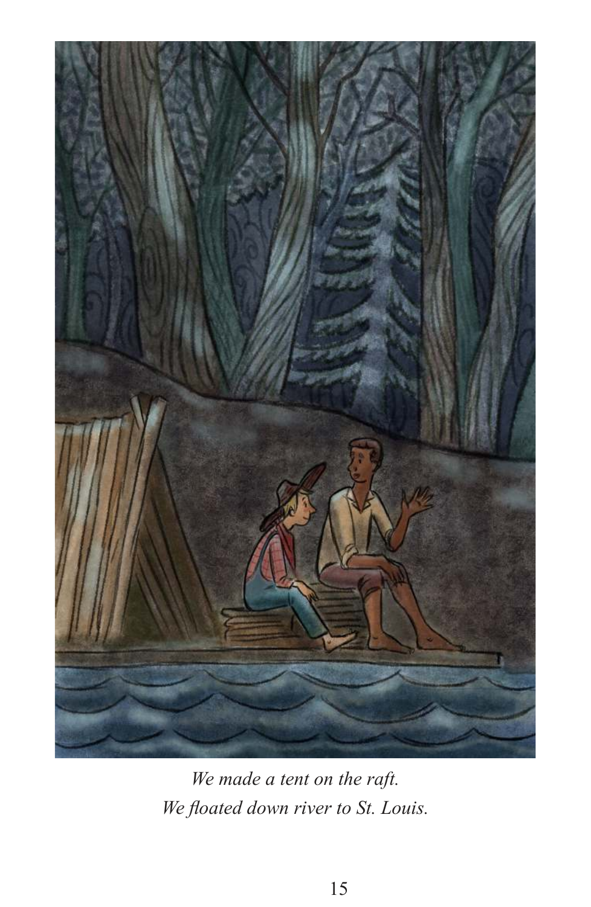*We made a tent on the raft.*
*We floated down river to St. Louis.*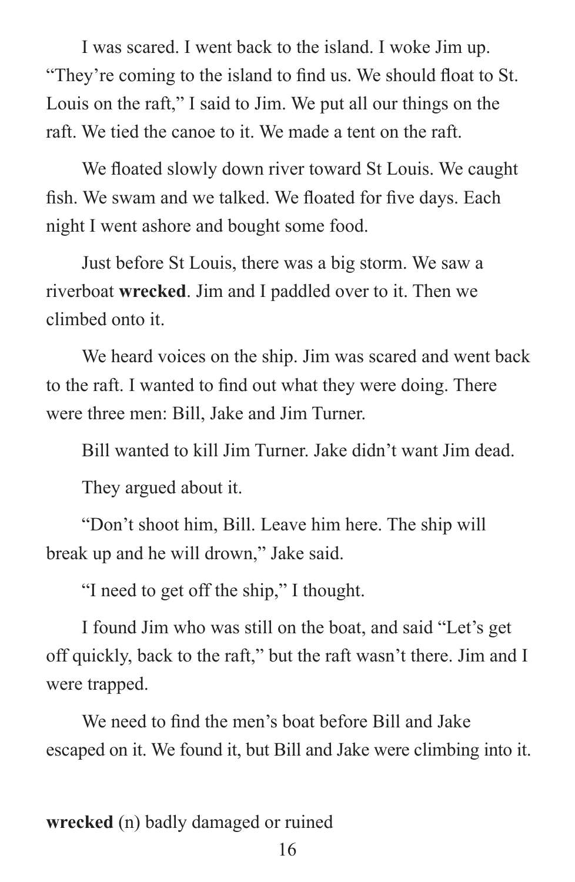I was scared. I went back to the island. I woke Jim up. "They're coming to the island to find us. We should float to St. Louis on the raft," I said to Jim. We put all our things on the raft. We tied the canoe to it. We made a tent on the raft.

We floated slowly down river toward St Louis. We caught fish. We swam and we talked. We floated for five days. Each night I went ashore and bought some food.

Just before St Louis, there was a big storm. We saw a riverboat **wrecked**. Jim and I paddled over to it. Then we climbed onto it.

We heard voices on the ship. Jim was scared and went back to the raft. I wanted to find out what they were doing. There were three men: Bill, Jake and Jim Turner.

Bill wanted to kill Jim Turner. Jake didn't want Jim dead.

They argued about it.

"Don't shoot him, Bill. Leave him here. The ship will break up and he will drown," Jake said.

"I need to get off the ship," I thought.

I found Jim who was still on the boat, and said "Let's get off quickly, back to the raft," but the raft wasn't there. Jim and I were trapped.

We need to find the men's boat before Bill and Jake escaped on it. We found it, but Bill and Jake were climbing into it.

**wrecked** (n) badly damaged or ruined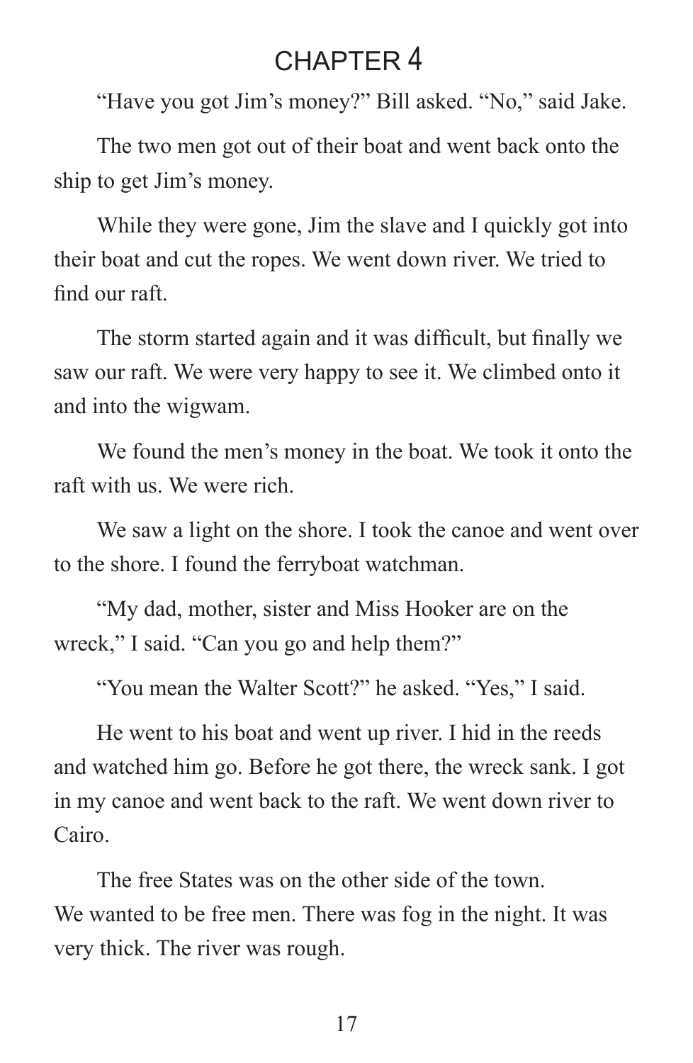# CHAPTER 4

"Have you got Jim's money?" Bill asked. "No," said Jake.

The two men got out of their boat and went back onto the ship to get Jim's money.

While they were gone, Jim the slave and I quickly got into their boat and cut the ropes. We went down river. We tried to find our raft.

The storm started again and it was difficult, but finally we saw our raft. We were very happy to see it. We climbed onto it and into the wigwam.

We found the men's money in the boat. We took it onto the raft with us. We were rich.

We saw a light on the shore. I took the canoe and went over to the shore. I found the ferryboat watchman.

"My dad, mother, sister and Miss Hooker are on the wreck," I said. "Can you go and help them?"

"You mean the Walter Scott?" he asked. "Yes," I said.

He went to his boat and went up river. I hid in the reeds and watched him go. Before he got there, the wreck sank. I got in my canoe and went back to the raft. We went down river to Cairo.

The free States was on the other side of the town. We wanted to be free men. There was fog in the night. It was very thick. The river was rough.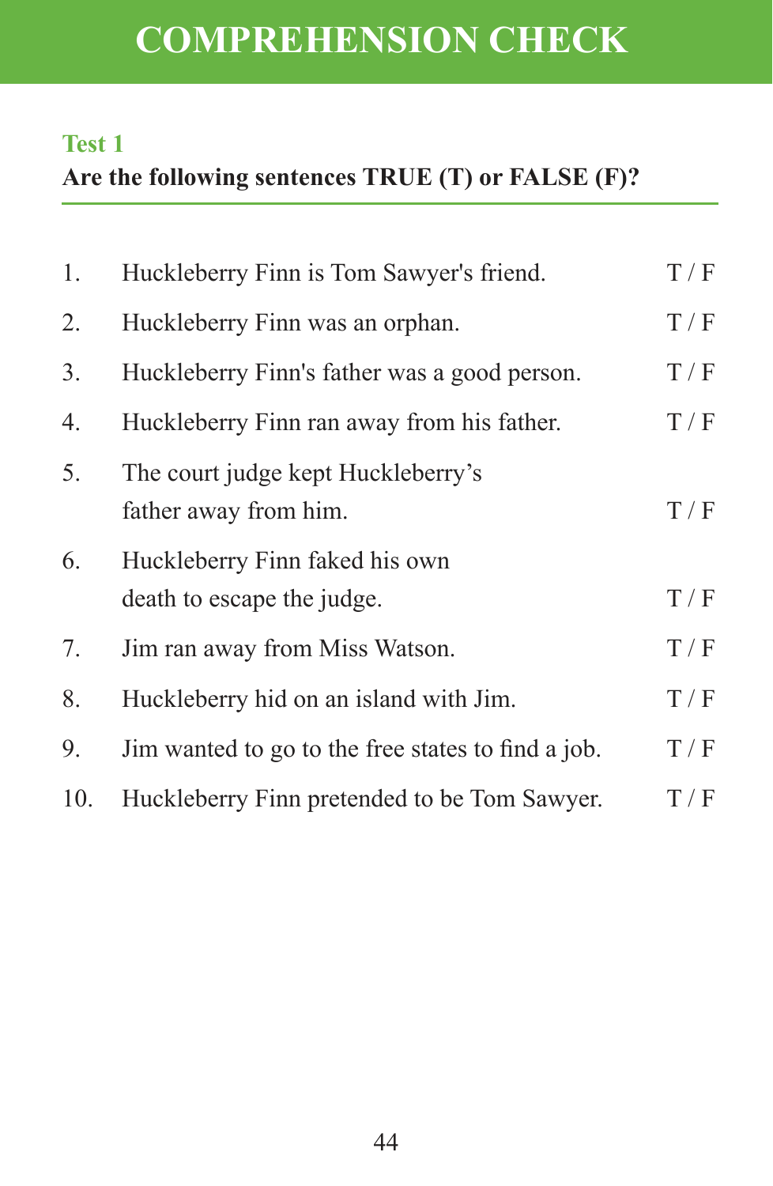# COMPREHENSION CHECK

## Test 1

**Are the following sentences TRUE (T) or FALSE (F)?**

1. Huckleberry Finn is Tom Sawyer's friend. T / F
2. Huckleberry Finn was an orphan. T / F
3. Huckleberry Finn's father was a good person. T / F
4. Huckleberry Finn ran away from his father. T / F
5. The court judge kept Huckleberry's father away from him. T / F
6. Huckleberry Finn faked his own death to escape the judge. T / F
7. Jim ran away from Miss Watson. T / F
8. Huckleberry hid on an island with Jim. T / F
9. Jim wanted to go to the free states to find a job. T / F
10. Huckleberry Finn pretended to be Tom Sawyer. T / F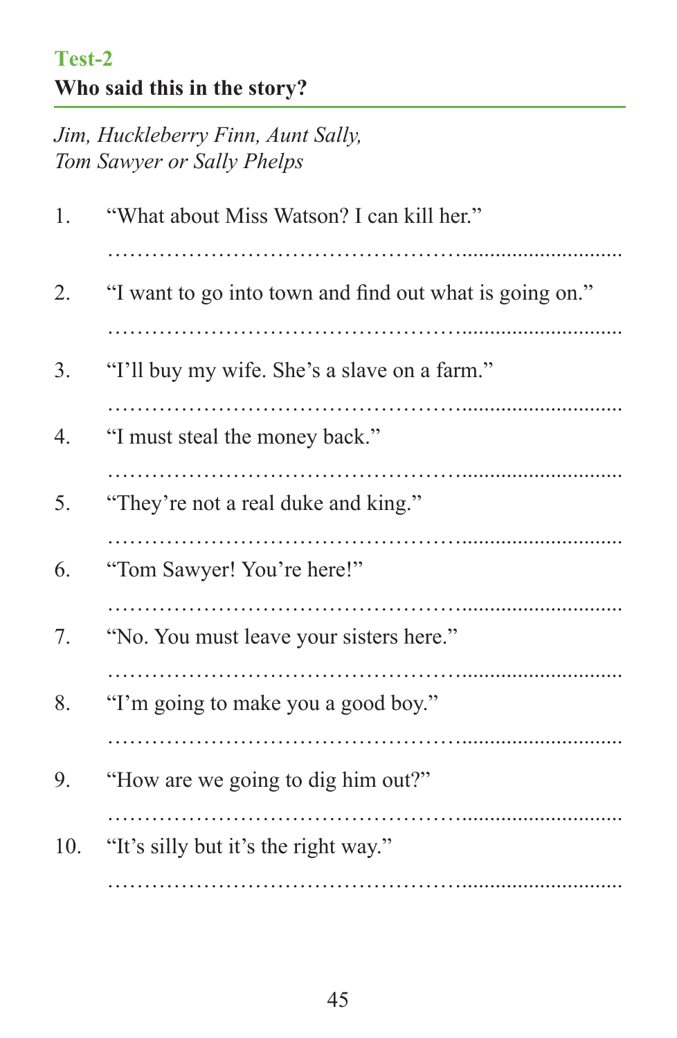## Test-2

### Who said this in the story?

*Jim, Huckleberry Finn, Aunt Sally,*
*Tom Sawyer or Sally Phelps*

1. “What about Miss Watson? I can kill her.”

   ……………………………………………………………………

2. “I want to go into town and find out what is going on.”

   ……………………………………………………………………

3. “I’ll buy my wife. She’s a slave on a farm.”

   ……………………………………………………………………

4. “I must steal the money back.”

   ……………………………………………………………………

5. “They’re not a real duke and king.”

   ……………………………………………………………………

6. “Tom Sawyer! You’re here!”

   ……………………………………………………………………

7. “No. You must leave your sisters here.”

   ……………………………………………………………………

8. “I’m going to make you a good boy.”

   ……………………………………………………………………

9. “How are we going to dig him out?”

   ……………………………………………………………………

10. “It’s silly but it’s the right way.”

    ……………………………………………………………………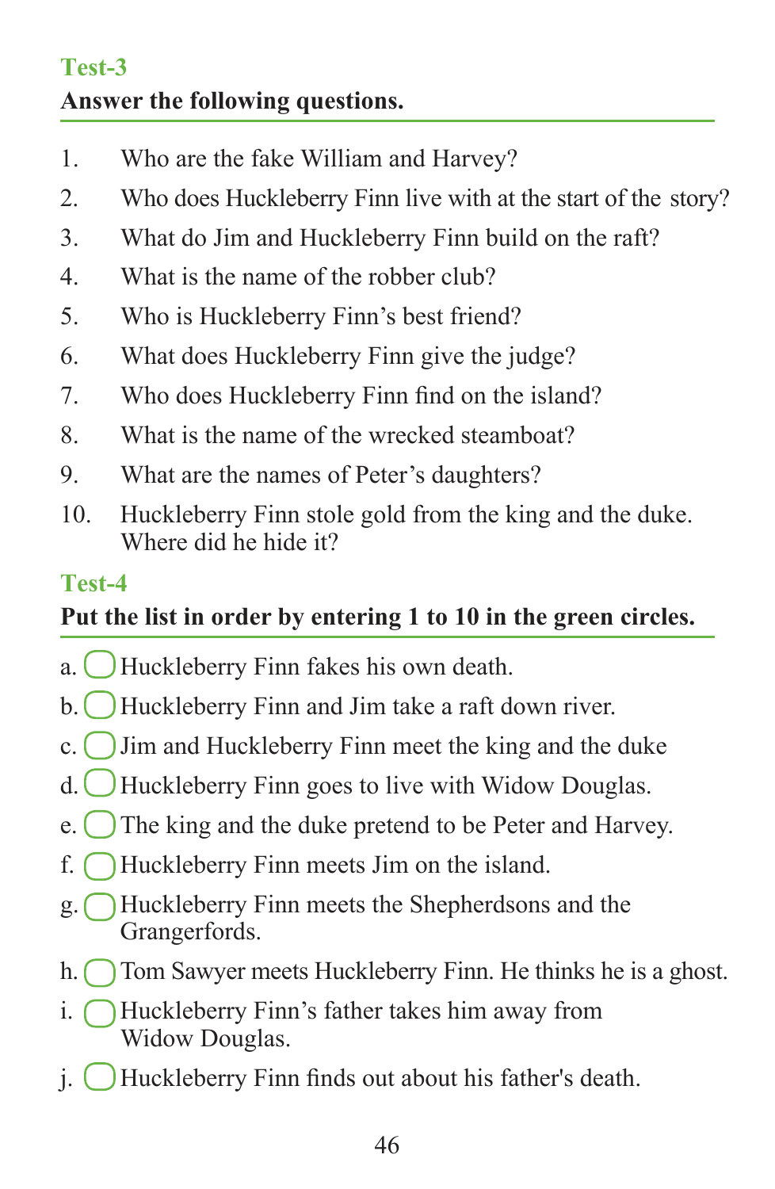## Test-3

**Answer the following questions.**

1. Who are the fake William and Harvey?
2. Who does Huckleberry Finn live with at the start of the story?
3. What do Jim and Huckleberry Finn build on the raft?
4. What is the name of the robber club?
5. Who is Huckleberry Finn's best friend?
6. What does Huckleberry Finn give the judge?
7. Who does Huckleberry Finn find on the island?
8. What is the name of the wrecked steamboat?
9. What are the names of Peter's daughters?
10. Huckleberry Finn stole gold from the king and the duke. Where did he hide it?

## Test-4

**Put the list in order by entering 1 to 10 in the green circles.**

a. ◯ Huckleberry Finn fakes his own death.

b. ◯ Huckleberry Finn and Jim take a raft down river.

c. ◯ Jim and Huckleberry Finn meet the king and the duke

d. ◯ Huckleberry Finn goes to live with Widow Douglas.

e. ◯ The king and the duke pretend to be Peter and Harvey.

f. ◯ Huckleberry Finn meets Jim on the island.

g. ◯ Huckleberry Finn meets the Shepherdsons and the Grangerfords.

h. ◯ Tom Sawyer meets Huckleberry Finn. He thinks he is a ghost.

i. ◯ Huckleberry Finn's father takes him away from Widow Douglas.

j. ◯ Huckleberry Finn finds out about his father's death.